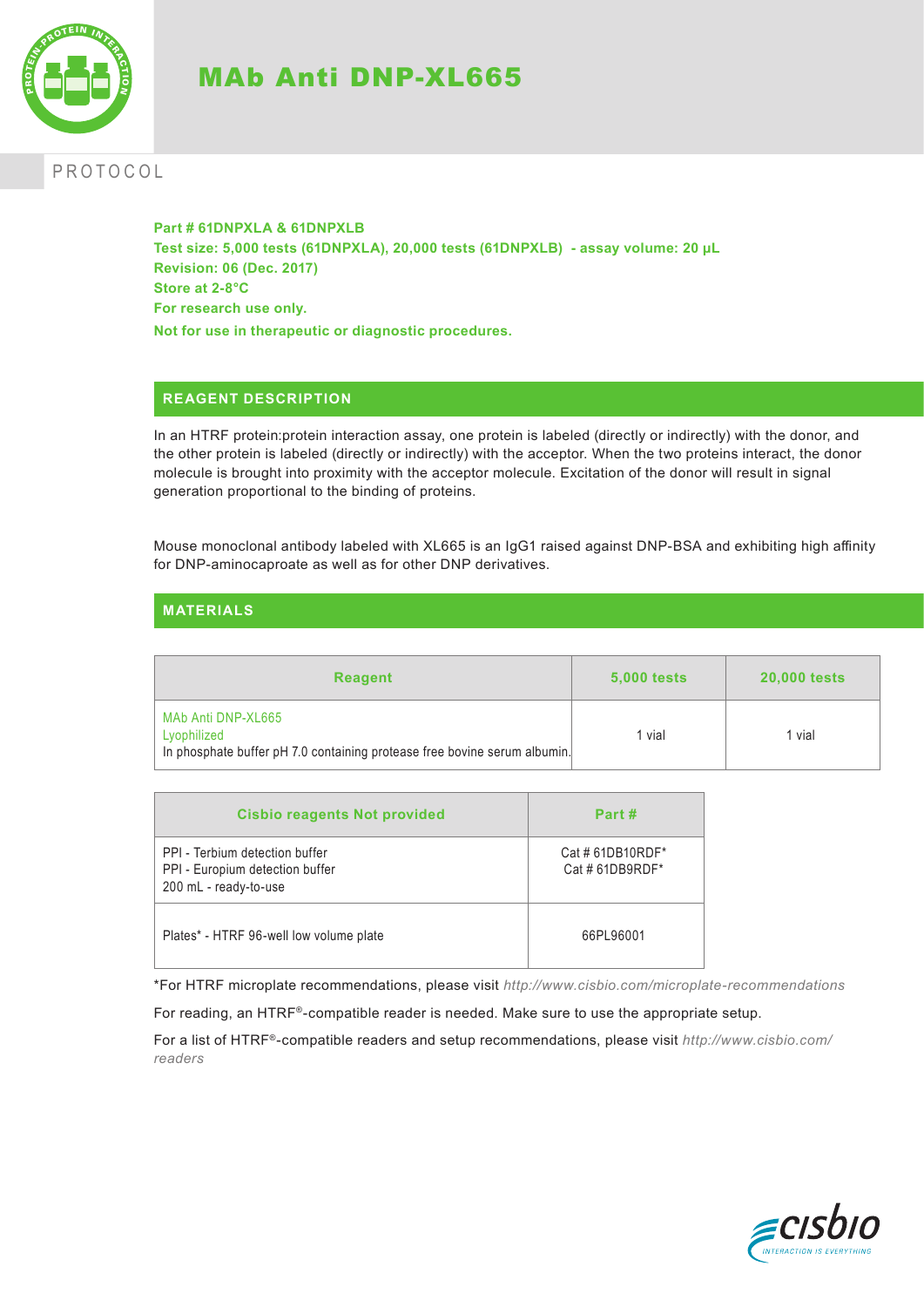# MAb Anti DNP-XL665

PROTOCOL

**Part # 61DNPXLA & 61DNPXLB**
**Test size: 5,000 tests (61DNPXLA), 20,000 tests (61DNPXLB) - assay volume: 20 µL**
**Revision: 06 (Dec. 2017)**
**Store at 2-8°C**
**For research use only.**
**Not for use in therapeutic or diagnostic procedures.**

## REAGENT DESCRIPTION

In an HTRF protein:protein interaction assay, one protein is labeled (directly or indirectly) with the donor, and the other protein is labeled (directly or indirectly) with the acceptor. When the two proteins interact, the donor molecule is brought into proximity with the acceptor molecule. Excitation of the donor will result in signal generation proportional to the binding of proteins.

Mouse monoclonal antibody labeled with XL665 is an IgG1 raised against DNP-BSA and exhibiting high affinity for DNP-aminocaproate as well as for other DNP derivatives.

## MATERIALS

| Reagent | 5,000 tests | 20,000 tests |
|---|---|---|
| MAb Anti DNP-XL665<br>Lyophilized<br>In phosphate buffer pH 7.0 containing protease free bovine serum albumin. | 1 vial | 1 vial |

| Cisbio reagents Not provided | Part # |
|---|---|
| PPI - Terbium detection buffer<br>PPI - Europium detection buffer<br>200 mL - ready-to-use | Cat # 61DB10RDF*<br>Cat # 61DB9RDF* |
| Plates* - HTRF 96-well low volume plate | 66PL96001 |

*For HTRF microplate recommendations, please visit *http://www.cisbio.com/microplate-recommendations*

For reading, an HTRF®-compatible reader is needed. Make sure to use the appropriate setup.

For a list of HTRF®-compatible readers and setup recommendations, please visit *http://www.cisbio.com/readers*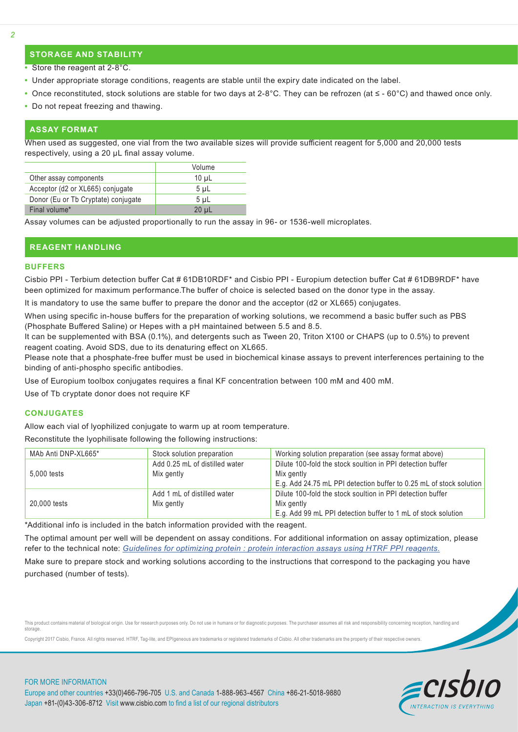## STORAGE AND STABILITY

- Store the reagent at 2-8°C.
- Under appropriate storage conditions, reagents are stable until the expiry date indicated on the label.
- Once reconstituted, stock solutions are stable for two days at 2-8°C. They can be refrozen (at ≤ - 60°C) and thawed once only.
- Do not repeat freezing and thawing.

## ASSAY FORMAT

When used as suggested, one vial from the two available sizes will provide sufficient reagent for 5,000 and 20,000 tests respectively, using a 20 µL final assay volume.

| | Volume |
|---|---|
| Other assay components | 10 µL |
| Acceptor (d2 or XL665) conjugate | 5 µL |
| Donor (Eu or Tb Cryptate) conjugate | 5 µL |
| Final volume* | 20 µL |

Assay volumes can be adjusted proportionally to run the assay in 96- or 1536-well microplates.

## REAGENT HANDLING

### BUFFERS

Cisbio PPI - Terbium detection buffer Cat # 61DB10RDF* and Cisbio PPI - Europium detection buffer Cat # 61DB9RDF* have been optimized for maximum performance.The buffer of choice is selected based on the donor type in the assay.

It is mandatory to use the same buffer to prepare the donor and the acceptor (d2 or XL665) conjugates.

When using specific in-house buffers for the preparation of working solutions, we recommend a basic buffer such as PBS (Phosphate Buffered Saline) or Hepes with a pH maintained between 5.5 and 8.5.
It can be supplemented with BSA (0.1%), and detergents such as Tween 20, Triton X100 or CHAPS (up to 0.5%) to prevent reagent coating. Avoid SDS, due to its denaturing effect on XL665.
Please note that a phosphate-free buffer must be used in biochemical kinase assays to prevent interferences pertaining to the binding of anti-phospho specific antibodies.

Use of Europium toolbox conjugates requires a final KF concentration between 100 mM and 400 mM.

Use of Tb cryptate donor does not require KF

### CONJUGATES

Allow each vial of lyophilized conjugate to warm up at room temperature.

Reconstitute the lyophilisate following the following instructions:

| MAb Anti DNP-XL665* | Stock solution preparation | Working solution preparation (see assay format above) |
|---|---|---|
| 5,000 tests | Add 0.25 mL of distilled water<br>Mix gently | Dilute 100-fold the stock soultion in PPI detection buffer<br>Mix gently<br>E.g. Add 24.75 mL PPI detection buffer to 0.25 mL of stock solution |
| 20,000 tests | Add 1 mL of distilled water<br>Mix gently | Dilute 100-fold the stock soultion in PPI detection buffer<br>Mix gently<br>E.g. Add 99 mL PPI detection buffer to 1 mL of stock solution |

*Additional info is included in the batch information provided with the reagent.

The optimal amount per well will be dependent on assay conditions. For additional information on assay optimization, please refer to the technical note: *Guidelines for optimizing protein : protein interaction assays using HTRF PPI reagents.*

Make sure to prepare stock and working solutions according to the instructions that correspond to the packaging you have purchased (number of tests).

This product contains material of biological origin. Use for research purposes only. Do not use in humans or for diagnostic purposes. The purchaser assumes all risk and responsibility concerning reception, handling and storage.

Copyright 2017 Cisbio, France. All rights reserved. HTRF, Tag-lite, and EPIgeneous are trademarks or registered trademarks of Cisbio. All other trademarks are the property of their respective owners.

FOR MORE INFORMATION
Europe and other countries +33(0)466-796-705 U.S. and Canada 1-888-963-4567 China +86-21-5018-9880
Japan +81-(0)43-306-8712 Visit www.cisbio.com to find a list of our regional distributors

cisbio
INTERACTION IS EVERYTHING